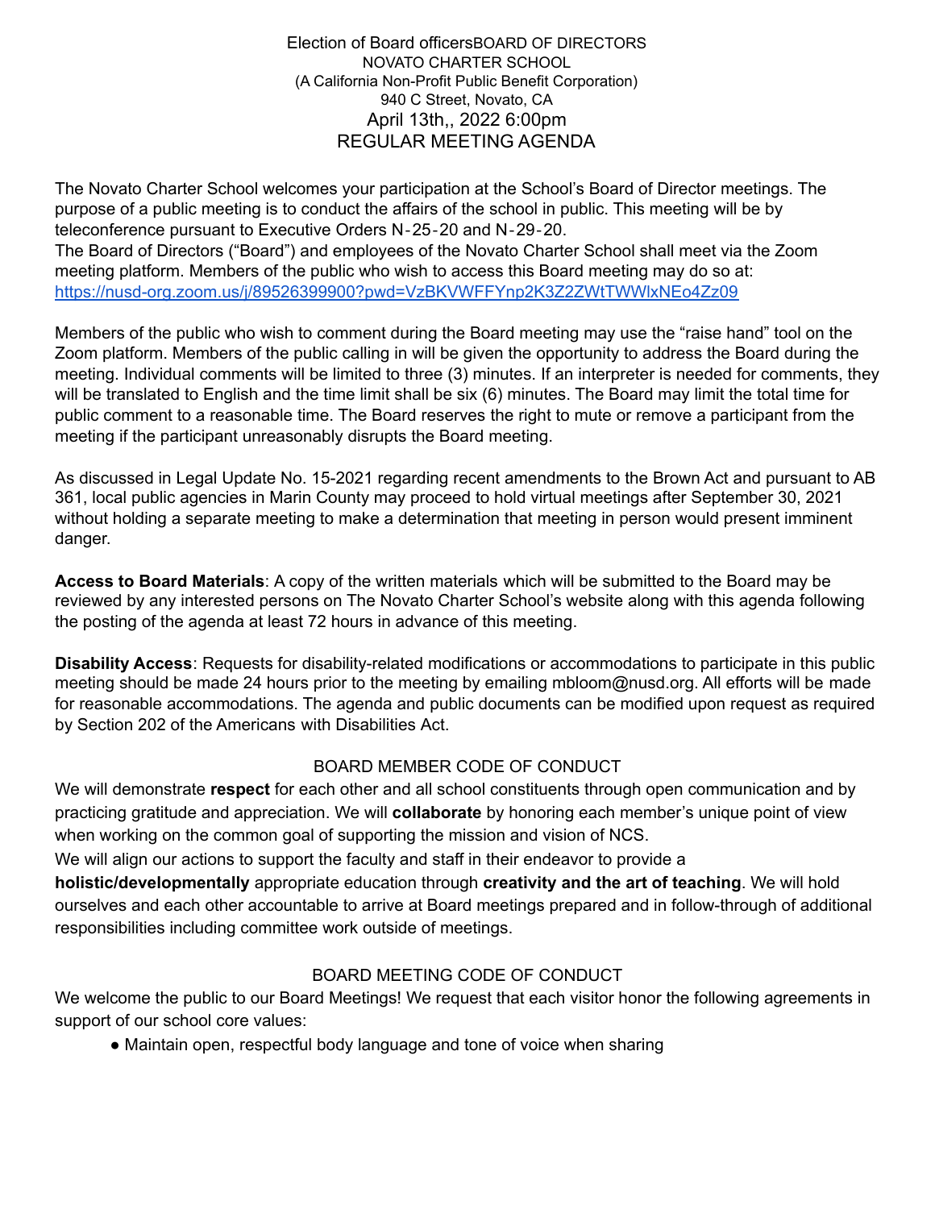Election of Board officersBOARD OF DIRECTORS
NOVATO CHARTER SCHOOL
(A California Non-Profit Public Benefit Corporation)
940 C Street, Novato, CA
April 13th,, 2022 6:00pm
REGULAR MEETING AGENDA

The Novato Charter School welcomes your participation at the School's Board of Director meetings. The purpose of a public meeting is to conduct the affairs of the school in public. This meeting will be by teleconference pursuant to Executive Orders N-25-20 and N-29-20.
The Board of Directors ("Board") and employees of the Novato Charter School shall meet via the Zoom meeting platform. Members of the public who wish to access this Board meeting may do so at:
https://nusd-org.zoom.us/j/89526399900?pwd=VzBKVWFFYnp2K3Z2ZWtTWWlxNEo4Zz09

Members of the public who wish to comment during the Board meeting may use the "raise hand" tool on the Zoom platform. Members of the public calling in will be given the opportunity to address the Board during the meeting. Individual comments will be limited to three (3) minutes. If an interpreter is needed for comments, they will be translated to English and the time limit shall be six (6) minutes. The Board may limit the total time for public comment to a reasonable time. The Board reserves the right to mute or remove a participant from the meeting if the participant unreasonably disrupts the Board meeting.

As discussed in Legal Update No. 15-2021 regarding recent amendments to the Brown Act and pursuant to AB 361, local public agencies in Marin County may proceed to hold virtual meetings after September 30, 2021 without holding a separate meeting to make a determination that meeting in person would present imminent danger.

**Access to Board Materials**: A copy of the written materials which will be submitted to the Board may be reviewed by any interested persons on The Novato Charter School's website along with this agenda following the posting of the agenda at least 72 hours in advance of this meeting.

**Disability Access**: Requests for disability-related modifications or accommodations to participate in this public meeting should be made 24 hours prior to the meeting by emailing mbloom@nusd.org. All efforts will be made for reasonable accommodations. The agenda and public documents can be modified upon request as required by Section 202 of the Americans with Disabilities Act.

BOARD MEMBER CODE OF CONDUCT

We will demonstrate **respect** for each other and all school constituents through open communication and by practicing gratitude and appreciation. We will **collaborate** by honoring each member's unique point of view when working on the common goal of supporting the mission and vision of NCS.
We will align our actions to support the faculty and staff in their endeavor to provide a **holistic/developmentally** appropriate education through **creativity and the art of teaching**. We will hold ourselves and each other accountable to arrive at Board meetings prepared and in follow-through of additional responsibilities including committee work outside of meetings.

BOARD MEETING CODE OF CONDUCT

We welcome the public to our Board Meetings! We request that each visitor honor the following agreements in support of our school core values:

- Maintain open, respectful body language and tone of voice when sharing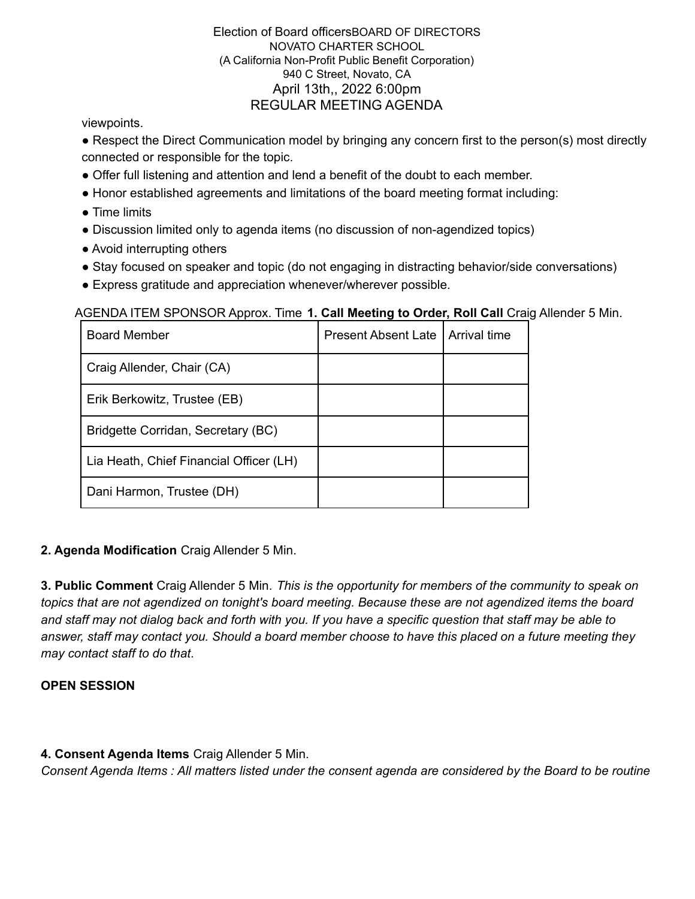viewpoints.

- Respect the Direct Communication model by bringing any concern first to the person(s) most directly connected or responsible for the topic.
- Offer full listening and attention and lend a benefit of the doubt to each member.
- Honor established agreements and limitations of the board meeting format including:
- Time limits
- Discussion limited only to agenda items (no discussion of non-agendized topics)
- Avoid interrupting others
- Stay focused on speaker and topic (do not engaging in distracting behavior/side conversations)
- Express gratitude and appreciation whenever/wherever possible.

AGENDA ITEM SPONSOR Approx. Time **1. Call Meeting to Order, Roll Call** Craig Allender 5 Min.

| Board Member | Present Absent Late | Arrival time |
|---|---|---|
| Craig Allender, Chair (CA) | | |
| Erik Berkowitz, Trustee (EB) | | |
| Bridgette Corridan, Secretary (BC) | | |
| Lia Heath, Chief Financial Officer (LH) | | |
| Dani Harmon, Trustee (DH) | | |

**2. Agenda Modification** Craig Allender 5 Min.

**3. Public Comment** Craig Allender 5 Min. *This is the opportunity for members of the community to speak on topics that are not agendized on tonight's board meeting. Because these are not agendized items the board and staff may not dialog back and forth with you. If you have a specific question that staff may be able to answer, staff may contact you. Should a board member choose to have this placed on a future meeting they may contact staff to do that.*

**OPEN SESSION**

**4. Consent Agenda Items** Craig Allender 5 Min.

*Consent Agenda Items : All matters listed under the consent agenda are considered by the Board to be routine*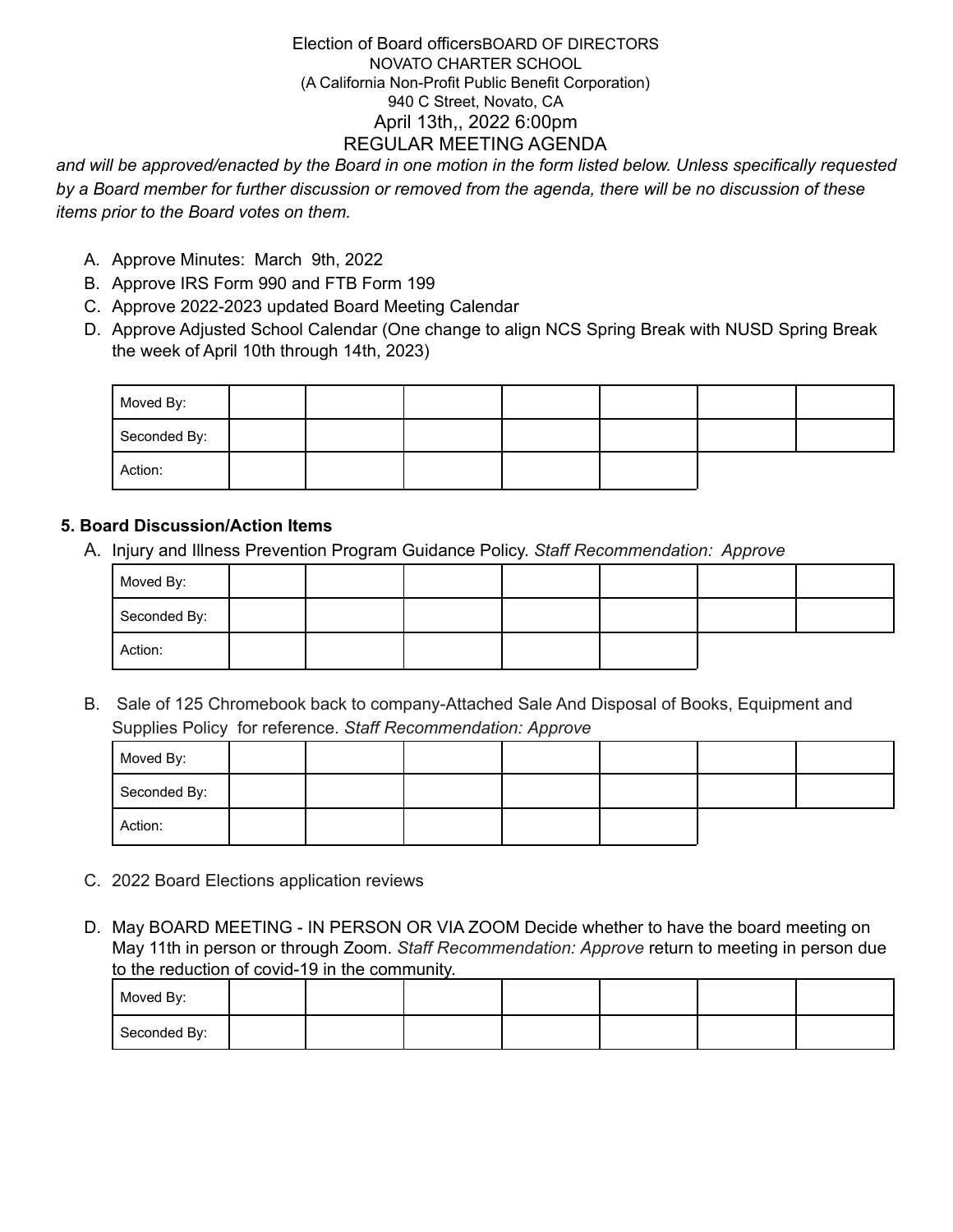Election of Board officersBOARD OF DIRECTORS
NOVATO CHARTER SCHOOL
(A California Non-Profit Public Benefit Corporation)
940 C Street, Novato, CA
April 13th,, 2022 6:00pm
REGULAR MEETING AGENDA

*and will be approved/enacted by the Board in one motion in the form listed below. Unless specifically requested by a Board member for further discussion or removed from the agenda, there will be no discussion of these items prior to the Board votes on them.*

A. Approve Minutes: March 9th, 2022
B. Approve IRS Form 990 and FTB Form 199
C. Approve 2022-2023 updated Board Meeting Calendar
D. Approve Adjusted School Calendar (One change to align NCS Spring Break with NUSD Spring Break the week of April 10th through 14th, 2023)

| Moved By: | | | | | | | |
|---|---|---|---|---|---|---|---|
| Seconded By: | | | | | | | |
| Action: | | | | | | | |

**5. Board Discussion/Action Items**

A. Injury and Illness Prevention Program Guidance Policy. *Staff Recommendation: Approve*

| Moved By: | | | | | | | |
|---|---|---|---|---|---|---|---|
| Seconded By: | | | | | | | |
| Action: | | | | | | | |

B. Sale of 125 Chromebook back to company-Attached Sale And Disposal of Books, Equipment and Supplies Policy for reference. *Staff Recommendation: Approve*

| Moved By: | | | | | | | |
|---|---|---|---|---|---|---|---|
| Seconded By: | | | | | | | |
| Action: | | | | | | | |

C. 2022 Board Elections application reviews

D. May BOARD MEETING - IN PERSON OR VIA ZOOM Decide whether to have the board meeting on May 11th in person or through Zoom. *Staff Recommendation: Approve* return to meeting in person due to the reduction of covid-19 in the community.

| Moved By: | | | | | | | |
|---|---|---|---|---|---|---|---|
| Seconded By: | | | | | | | |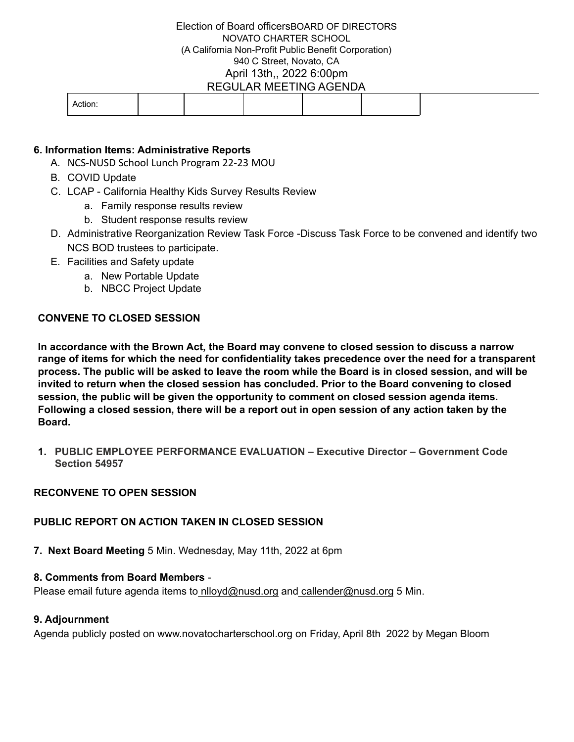| | | | | | |
|---|---|---|---|---|---|
| Action: | | | | | |

**6. Information Items: Administrative Reports**

A. NCS-NUSD School Lunch Program 22-23 MOU
B. COVID Update
C. LCAP - California Healthy Kids Survey Results Review
   a. Family response results review
   b. Student response results review
D. Administrative Reorganization Review Task Force -Discuss Task Force to be convened and identify two NCS BOD trustees to participate.
E. Facilities and Safety update
   a. New Portable Update
   b. NBCC Project Update

**CONVENE TO CLOSED SESSION**

**In accordance with the Brown Act, the Board may convene to closed session to discuss a narrow range of items for which the need for confidentiality takes precedence over the need for a transparent process. The public will be asked to leave the room while the Board is in closed session, and will be invited to return when the closed session has concluded. Prior to the Board convening to closed session, the public will be given the opportunity to comment on closed session agenda items. Following a closed session, there will be a report out in open session of any action taken by the Board.**

1. **PUBLIC EMPLOYEE PERFORMANCE EVALUATION – Executive Director – Government Code Section 54957**

**RECONVENE TO OPEN SESSION**

**PUBLIC REPORT ON ACTION TAKEN IN CLOSED SESSION**

**7. Next Board Meeting** 5 Min. Wednesday, May 11th, 2022 at 6pm

**8. Comments from Board Members** -
Please email future agenda items to nlloyd@nusd.org and callender@nusd.org 5 Min.

**9. Adjournment**
Agenda publicly posted on www.novatocharterschool.org on Friday, April 8th 2022 by Megan Bloom